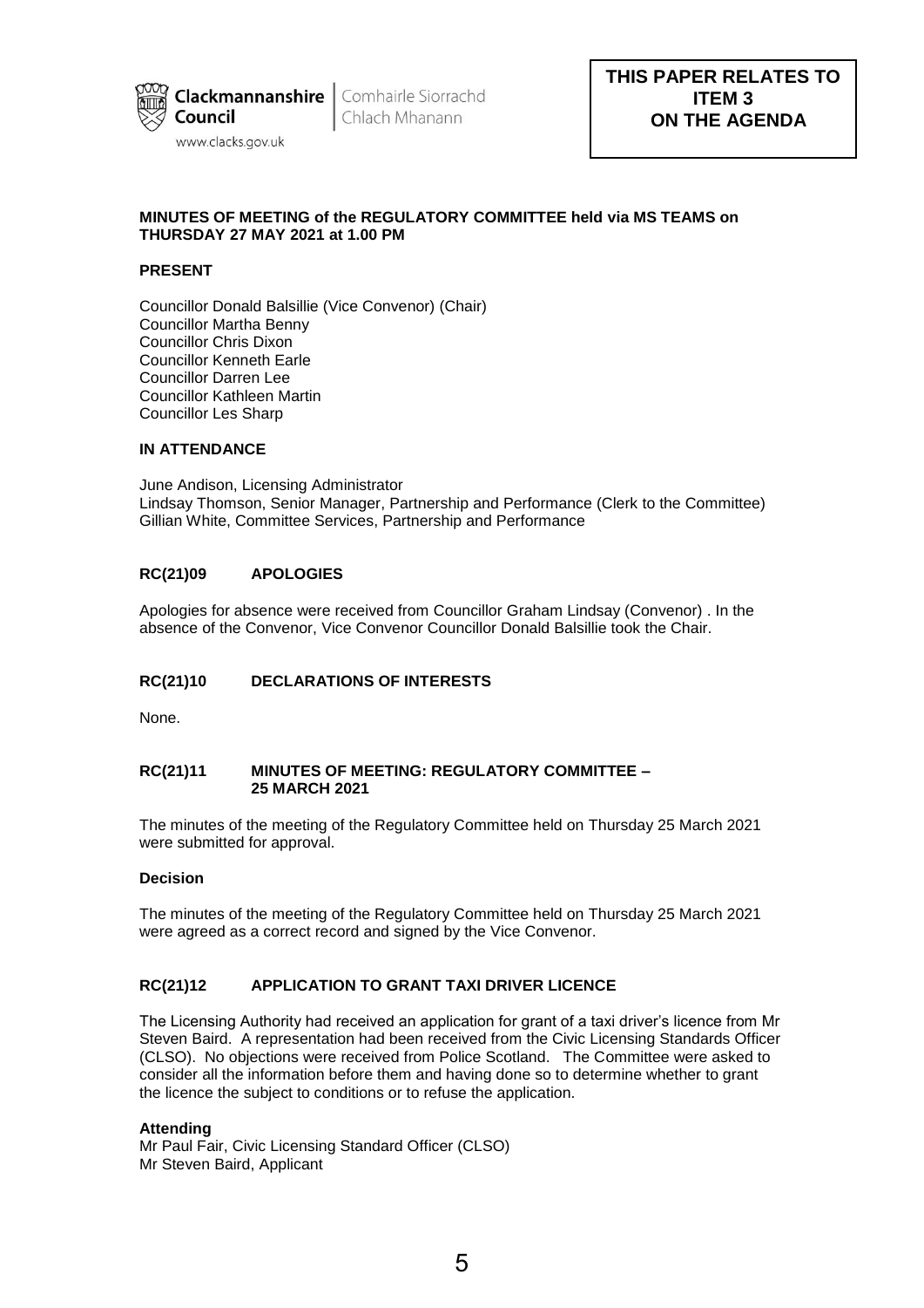Clackmannanshire Council | Comhairle Siorrachd Chlach Mhanann

www.clacks.gov.uk

**THIS PAPER RELATES TO ITEM 3 ON THE AGENDA**

**MINUTES OF MEETING of the REGULATORY COMMITTEE held via MS TEAMS on THURSDAY 27 MAY 2021 at 1.00 PM**

**PRESENT**

Councillor Donald Balsillie (Vice Convenor) (Chair)
Councillor Martha Benny
Councillor Chris Dixon
Councillor Kenneth Earle
Councillor Darren Lee
Councillor Kathleen Martin
Councillor Les Sharp

**IN ATTENDANCE**

June Andison, Licensing Administrator
Lindsay Thomson, Senior Manager, Partnership and Performance (Clerk to the Committee)
Gillian White, Committee Services, Partnership and Performance

**RC(21)09 APOLOGIES**

Apologies for absence were received from Councillor Graham Lindsay (Convenor) . In the absence of the Convenor, Vice Convenor Councillor Donald Balsillie took the Chair.

**RC(21)10 DECLARATIONS OF INTERESTS**

None.

**RC(21)11 MINUTES OF MEETING: REGULATORY COMMITTEE – 25 MARCH 2021**

The minutes of the meeting of the Regulatory Committee held on Thursday 25 March 2021 were submitted for approval.

**Decision**

The minutes of the meeting of the Regulatory Committee held on Thursday 25 March 2021 were agreed as a correct record and signed by the Vice Convenor.

**RC(21)12 APPLICATION TO GRANT TAXI DRIVER LICENCE**

The Licensing Authority had received an application for grant of a taxi driver's licence from Mr Steven Baird. A representation had been received from the Civic Licensing Standards Officer (CLSO). No objections were received from Police Scotland. The Committee were asked to consider all the information before them and having done so to determine whether to grant the licence the subject to conditions or to refuse the application.

**Attending**
Mr Paul Fair, Civic Licensing Standard Officer (CLSO)
Mr Steven Baird, Applicant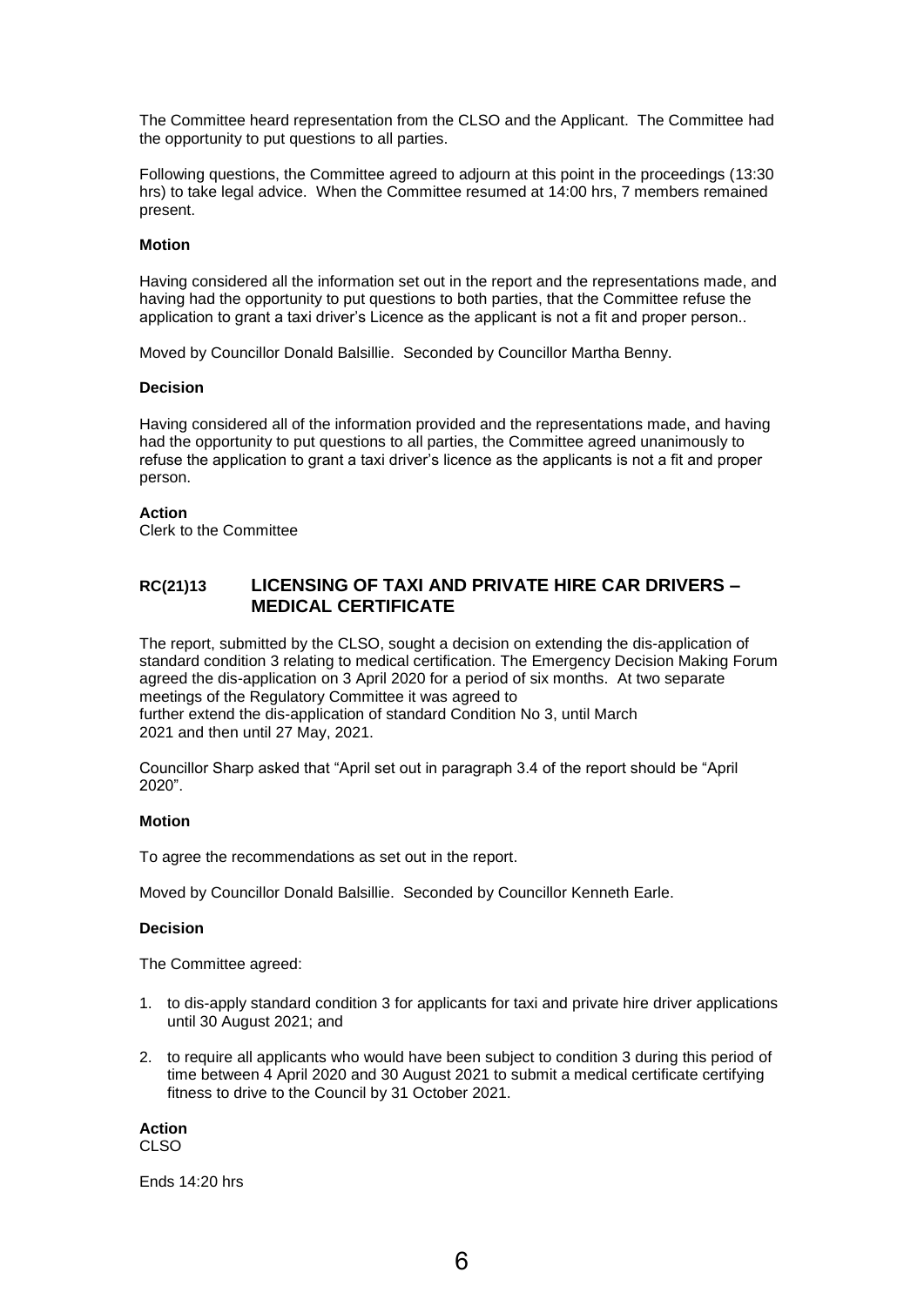The Committee heard representation from the CLSO and the Applicant. The Committee had the opportunity to put questions to all parties.

Following questions, the Committee agreed to adjourn at this point in the proceedings (13:30 hrs) to take legal advice. When the Committee resumed at 14:00 hrs, 7 members remained present.

**Motion**

Having considered all the information set out in the report and the representations made, and having had the opportunity to put questions to both parties, that the Committee refuse the application to grant a taxi driver's Licence as the applicant is not a fit and proper person..

Moved by Councillor Donald Balsillie. Seconded by Councillor Martha Benny.

**Decision**

Having considered all of the information provided and the representations made, and having had the opportunity to put questions to all parties, the Committee agreed unanimously to refuse the application to grant a taxi driver's licence as the applicants is not a fit and proper person.

**Action**
Clerk to the Committee

## RC(21)13 LICENSING OF TAXI AND PRIVATE HIRE CAR DRIVERS – MEDICAL CERTIFICATE

The report, submitted by the CLSO, sought a decision on extending the dis-application of standard condition 3 relating to medical certification. The Emergency Decision Making Forum agreed the dis-application on 3 April 2020 for a period of six months. At two separate meetings of the Regulatory Committee it was agreed to further extend the dis-application of standard Condition No 3, until March 2021 and then until 27 May, 2021.

Councillor Sharp asked that "April set out in paragraph 3.4 of the report should be "April 2020".

**Motion**

To agree the recommendations as set out in the report.

Moved by Councillor Donald Balsillie. Seconded by Councillor Kenneth Earle.

**Decision**

The Committee agreed:

1. to dis-apply standard condition 3 for applicants for taxi and private hire driver applications until 30 August 2021; and
2. to require all applicants who would have been subject to condition 3 during this period of time between 4 April 2020 and 30 August 2021 to submit a medical certificate certifying fitness to drive to the Council by 31 October 2021.

**Action**
CLSO

Ends 14:20 hrs